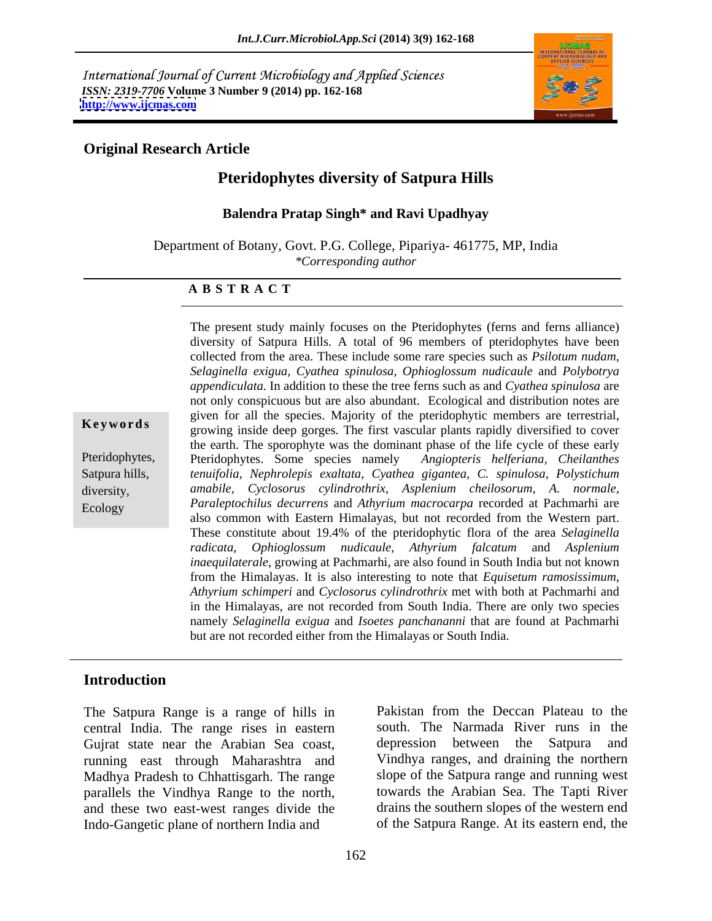International Journal of Current Microbiology and Applied Sciences
*ISSN: 2319-7706* **Volume 3 Number 9 (2014) pp. 162-168**
**http://www.ijcmas.com**

**Original Research Article**

# Pteridophytes diversity of Satpura Hills

**Balendra Pratap Singh\* and Ravi Upadhyay**

Department of Botany, Govt. P.G. College, Pipariya- 461775, MP, India
*\*Corresponding author*

## A B S T R A C T

**Keywords**

Pteridophytes, Satpura hills, diversity, Ecology

The present study mainly focuses on the Pteridophytes (ferns and ferns alliance) diversity of Satpura Hills. A total of 96 members of pteridophytes have been collected from the area. These include some rare species such as *Psilotum nudam, Selaginella exigua, Cyathea spinulosa, Ophioglossum nudicaule* and *Polybotrya appendiculata*. In addition to these the tree ferns such as and *Cyathea spinulosa* are not only conspicuous but are also abundant. Ecological and distribution notes are given for all the species. Majority of the pteridophytic members are terrestrial, growing inside deep gorges. The first vascular plants rapidly diversified to cover the earth. The sporophyte was the dominant phase of the life cycle of these early Pteridophytes. Some species namely *Angiopteris helferiana, Cheilanthes tenuifolia, Nephrolepis exaltata, Cyathea gigantea, C. spinulosa, Polystichum amabile, Cyclosorus cylindrothrix, Asplenium cheilosorum, A. normale, Paraleptochilus decurrens* and *Athyrium macrocarpa* recorded at Pachmarhi are also common with Eastern Himalayas, but not recorded from the Western part. These constitute about 19.4% of the pteridophytic flora of the area *Selaginella radicata, Ophioglossum nudicaule, Athyrium falcatum* and *Asplenium inaequilaterale*, growing at Pachmarhi, are also found in South India but not known from the Himalayas. It is also interesting to note that *Equisetum ramosissimum, Athyrium schimperi* and *Cyclosorus cylindrothrix* met with both at Pachmarhi and in the Himalayas, are not recorded from South India. There are only two species namely *Selaginella exigua* and *Isoetes panchananni* that are found at Pachmarhi but are not recorded either from the Himalayas or South India.

## Introduction

The Satpura Range is a range of hills in central India. The range rises in eastern Gujrat state near the Arabian Sea coast, running east through Maharashtra and Madhya Pradesh to Chhattisgarh. The range parallels the Vindhya Range to the north, and these two east-west ranges divide the Indo-Gangetic plane of northern India and Pakistan from the Deccan Plateau to the south. The Narmada River runs in the depression between the Satpura and Vindhya ranges, and draining the northern slope of the Satpura range and running west towards the Arabian Sea. The Tapti River drains the southern slopes of the western end of the Satpura Range. At its eastern end, the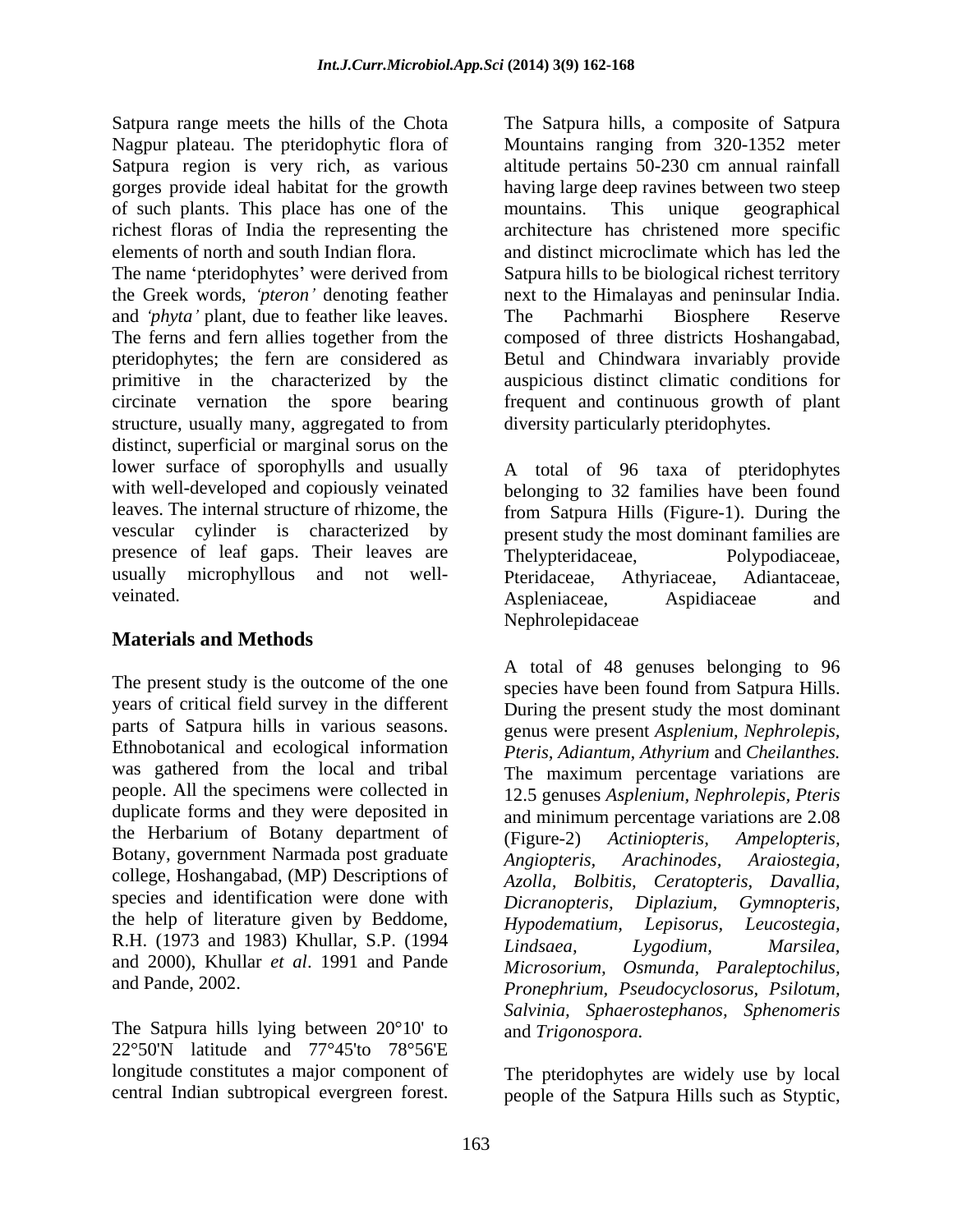Satpura range meets the hills of the Chota Nagpur plateau. The pteridophytic flora of Satpura region is very rich, as various gorges provide ideal habitat for the growth of such plants. This place has one of the richest floras of India the representing the elements of north and south Indian flora.

The name 'pteridophytes' were derived from the Greek words, *'pteron'* denoting feather and *'phyta'* plant, due to feather like leaves. The ferns and fern allies together from the pteridophytes; the fern are considered as primitive in the characterized by the circinate vernation the spore bearing structure, usually many, aggregated to from distinct, superficial or marginal sorus on the lower surface of sporophylls and usually with well-developed and copiously veinated leaves. The internal structure of rhizome, the vescular cylinder is characterized by presence of leaf gaps. Their leaves are usually microphyllous and not well-veinated.

## Materials and Methods

The present study is the outcome of the one years of critical field survey in the different parts of Satpura hills in various seasons. Ethnobotanical and ecological information was gathered from the local and tribal people. All the specimens were collected in duplicate forms and they were deposited in the Herbarium of Botany department of Botany, government Narmada post graduate college, Hoshangabad, (MP) Descriptions of species and identification were done with the help of literature given by Beddome, R.H. (1973 and 1983) Khullar, S.P. (1994 and 2000), Khullar *et al*. 1991 and Pande and Pande, 2002.

The Satpura hills lying between 20°10' to 22°50'N latitude and 77°45'to 78°56'E longitude constitutes a major component of central Indian subtropical evergreen forest. The Satpura hills, a composite of Satpura Mountains ranging from 320-1352 meter altitude pertains 50-230 cm annual rainfall having large deep ravines between two steep mountains. This unique geographical architecture has christened more specific and distinct microclimate which has led the Satpura hills to be biological richest territory next to the Himalayas and peninsular India. The Pachmarhi Biosphere Reserve composed of three districts Hoshangabad, Betul and Chindwara invariably provide auspicious distinct climatic conditions for frequent and continuous growth of plant diversity particularly pteridophytes.

A total of 96 taxa of pteridophytes belonging to 32 families have been found from Satpura Hills (Figure-1). During the present study the most dominant families are Thelypteridaceae, Polypodiaceae, Pteridaceae, Athyriaceae, Adiantaceae, Aspleniaceae, Aspidiaceae and Nephrolepidaceae

A total of 48 genuses belonging to 96 species have been found from Satpura Hills. During the present study the most dominant genus were present *Asplenium*, *Nephrolepis*, *Pteris*, *Adiantum*, *Athyrium* and *Cheilanthes.* The maximum percentage variations are 12.5 genuses *Asplenium*, *Nephrolepis*, *Pteris* and minimum percentage variations are 2.08 (Figure-2) *Actiniopteris*, *Ampelopteris*, *Angiopteris*, *Arachinodes*, *Araiostegia*, *Azolla*, *Bolbitis*, *Ceratopteris*, *Davallia*, *Dicranopteris*, *Diplazium*, *Gymnopteris*, *Hypodematium*, *Lepisorus*, *Leucostegia*, *Lindsaea*, *Lygodium*, *Marsilea*, *Microsorium*, *Osmunda*, *Paraleptochilus*, *Pronephrium*, *Pseudocyclosorus*, *Psilotum*, *Salvinia*, *Sphaerostephanos*, *Sphenomeris* and *Trigonospora.*

The pteridophytes are widely use by local people of the Satpura Hills such as Styptic,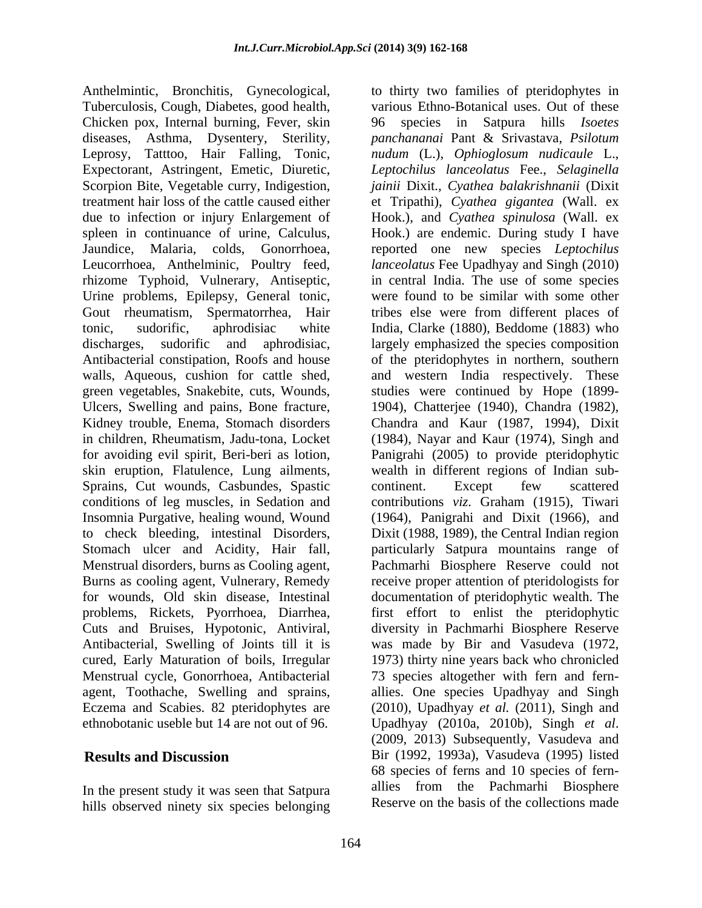Anthelmintic, Bronchitis, Gynecological, Tuberculosis, Cough, Diabetes, good health, Chicken pox, Internal burning, Fever, skin diseases, Asthma, Dysentery, Sterility, Leprosy, Tatttoo, Hair Falling, Tonic, Expectorant, Astringent, Emetic, Diuretic, Scorpion Bite, Vegetable curry, Indigestion, treatment hair loss of the cattle caused either due to infection or injury Enlargement of spleen in continuance of urine, Calculus, Jaundice, Malaria, colds, Gonorrhoea, Leucorrhoea, Anthelminic, Poultry feed, rhizome Typhoid, Vulnerary, Antiseptic, Urine problems, Epilepsy, General tonic, Gout rheumatism, Spermatorrhea, Hair tonic, sudorific, aphrodisiac white discharges, sudorific and aphrodisiac, Antibacterial constipation, Roofs and house walls, Aqueous, cushion for cattle shed, green vegetables, Snakebite, cuts, Wounds, Ulcers, Swelling and pains, Bone fracture, Kidney trouble, Enema, Stomach disorders in children, Rheumatism, Jadu-tona, Locket for avoiding evil spirit, Beri-beri as lotion, skin eruption, Flatulence, Lung ailments, Sprains, Cut wounds, Casbundes, Spastic conditions of leg muscles, in Sedation and Insomnia Purgative, healing wound, Wound to check bleeding, intestinal Disorders, Stomach ulcer and Acidity, Hair fall, Menstrual disorders, burns as Cooling agent, Burns as cooling agent, Vulnerary, Remedy for wounds, Old skin disease, Intestinal problems, Rickets, Pyorrhoea, Diarrhea, Cuts and Bruises, Hypotonic, Antiviral, Antibacterial, Swelling of Joints till it is cured, Early Maturation of boils, Irregular Menstrual cycle, Gonorrhoea, Antibacterial agent, Toothache, Swelling and sprains, Eczema and Scabies. 82 pteridophytes are ethnobotanic useble but 14 are not out of 96.

## Results and Discussion

In the present study it was seen that Satpura hills observed ninety six species belonging to thirty two families of pteridophytes in various Ethno-Botanical uses. Out of these 96 species in Satpura hills *Isoetes panchananai* Pant & Srivastava, *Psilotum nudum* (L.), *Ophioglosum nudicaule* L., *Leptochilus lanceolatus* Fee., *Selaginella jainii* Dixit., *Cyathea balakrishnanii* (Dixit et Tripathi), *Cyathea gigantea* (Wall. ex Hook.), and *Cyathea spinulosa* (Wall. ex Hook.) are endemic. During study I have reported one new species *Leptochilus lanceolatus* Fee Upadhyay and Singh (2010) in central India. The use of some species were found to be similar with some other tribes else were from different places of India, Clarke (1880), Beddome (1883) who largely emphasized the species composition of the pteridophytes in northern, southern and western India respectively. These studies were continued by Hope (1899-1904), Chatterjee (1940), Chandra (1982), Chandra and Kaur (1987, 1994), Dixit (1984), Nayar and Kaur (1974), Singh and Panigrahi (2005) to provide pteridophytic wealth in different regions of Indian sub-continent. Except few scattered contributions *viz.* Graham (1915), Tiwari (1964), Panigrahi and Dixit (1966), and Dixit (1988, 1989), the Central Indian region particularly Satpura mountains range of Pachmarhi Biosphere Reserve could not receive proper attention of pteridologists for documentation of pteridophytic wealth. The first effort to enlist the pteridophytic diversity in Pachmarhi Biosphere Reserve was made by Bir and Vasudeva (1972, 1973) thirty nine years back who chronicled 73 species altogether with fern and fern-allies. One species Upadhyay and Singh (2010), Upadhyay *et al.* (2011), Singh and Upadhyay (2010a, 2010b), Singh *et al*. (2009, 2013) Subsequently, Vasudeva and Bir (1992, 1993a), Vasudeva (1995) listed 68 species of ferns and 10 species of fern-allies from the Pachmarhi Biosphere Reserve on the basis of the collections made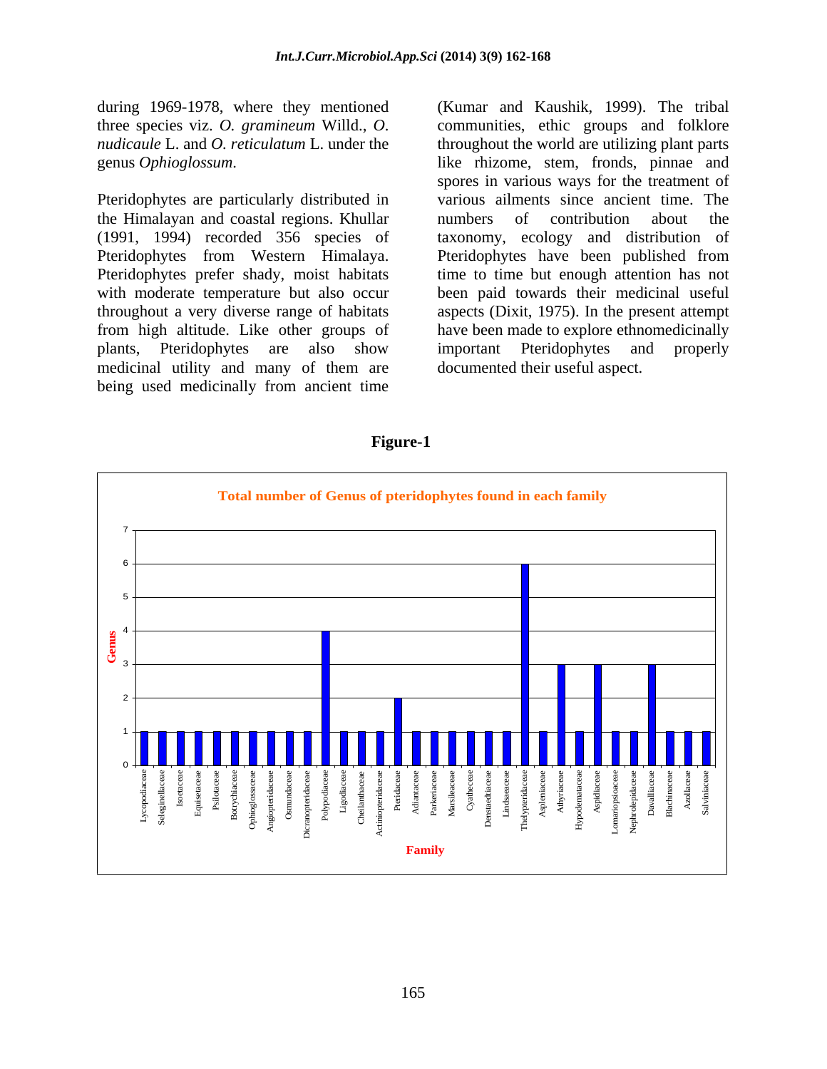during 1969-1978, where they mentioned three species viz. *O. gramineum* Willd., *O. nudicaule* L. and *O. reticulatum* L. under the genus *Ophioglossum*.

Pteridophytes are particularly distributed in the Himalayan and coastal regions. Khullar (1991, 1994) recorded 356 species of Pteridophytes from Western Himalaya. Pteridophytes prefer shady, moist habitats with moderate temperature but also occur throughout a very diverse range of habitats from high altitude. Like other groups of plants, Pteridophytes are also show medicinal utility and many of them are being used medicinally from ancient time (Kumar and Kaushik, 1999). The tribal communities, ethic groups and folklore throughout the world are utilizing plant parts like rhizome, stem, fronds, pinnae and spores in various ways for the treatment of various ailments since ancient time. The numbers of contribution about the taxonomy, ecology and distribution of Pteridophytes have been published from time to time but enough attention has not been paid towards their medicinal useful aspects (Dixit, 1975). In the present attempt have been made to explore ethnomedicinally important Pteridophytes and properly documented their useful aspect.

**Figure-1**

Total number of Genus of pteridophytes found in each family

| Family | Genus |
|---|---|
| Lycopodiaceae | 1 |
| Seleginellaceae | 1 |
| Isoetaceae | 1 |
| Equisetaceae | 1 |
| Psilotaceae | 1 |
| Botrychiaceae | 1 |
| Ophioglossaceae | 1 |
| Angiopteridaceae | 1 |
| Osmundaceae | 1 |
| Dicranopteridaceae | 1 |
| Polypodiaceae | 4 |
| Ligodiaceae | 1 |
| Cheilanthaceae | 1 |
| Actiniopteridaceae | 1 |
| Pteridaceae | 2 |
| Adiantaceae | 1 |
| Parkeriaceae | 1 |
| Marsileaceae | 1 |
| Cyatheceae | 1 |
| Denstaedtiaceae | 1 |
| Lindsaeaceae | 1 |
| Thelypteridaceae | 6 |
| Aspleniaceae | 1 |
| Athyriaceae | 3 |
| Hypodematacea | 1 |
| Aspidiaceae | 3 |
| Lomariopsiaceae | 1 |
| Nephrolepidaceae | 1 |
| Davalliaceae | 3 |
| Blechnaceae | 1 |
| Azollaceae | 1 |
| Salviniaceae | 1 |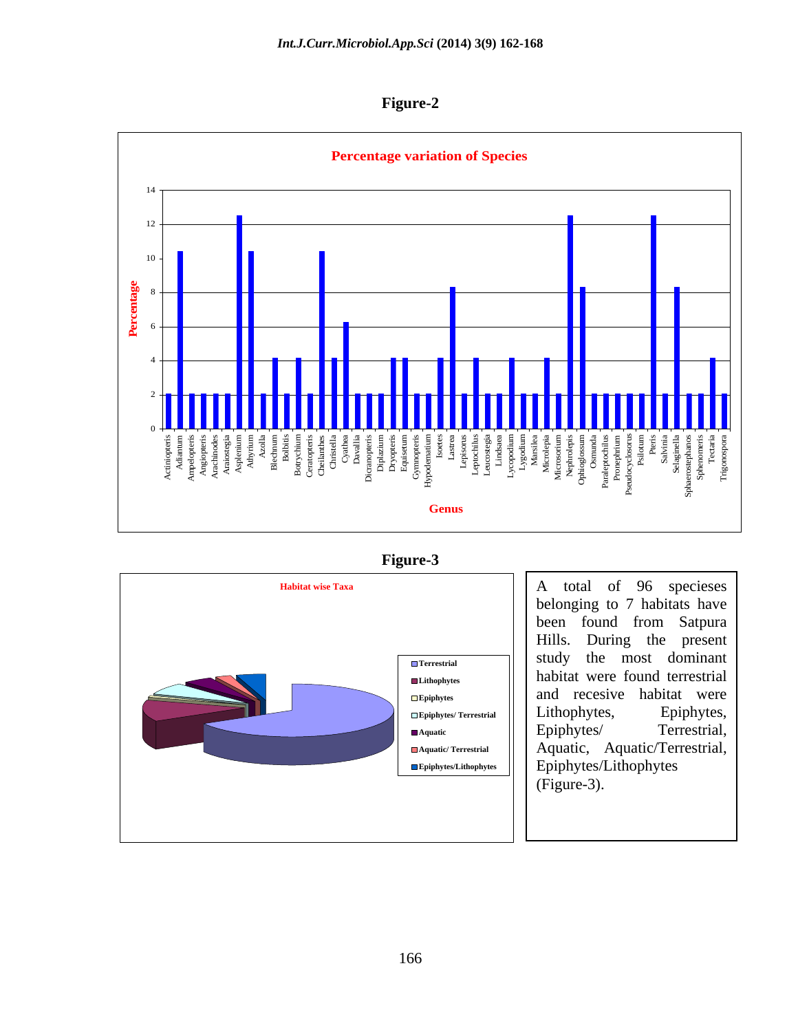**Figure-2**

**Figure-3**

A total of 96 specieses belonging to 7 habitats have been found from Satpura Hills. During the present study the most dominant habitat were found terrestrial and recesive habitat were Lithophytes, Epiphytes, Epiphytes/ Terrestrial, Aquatic, Aquatic/Terrestrial, Epiphytes/Lithophytes (Figure-3).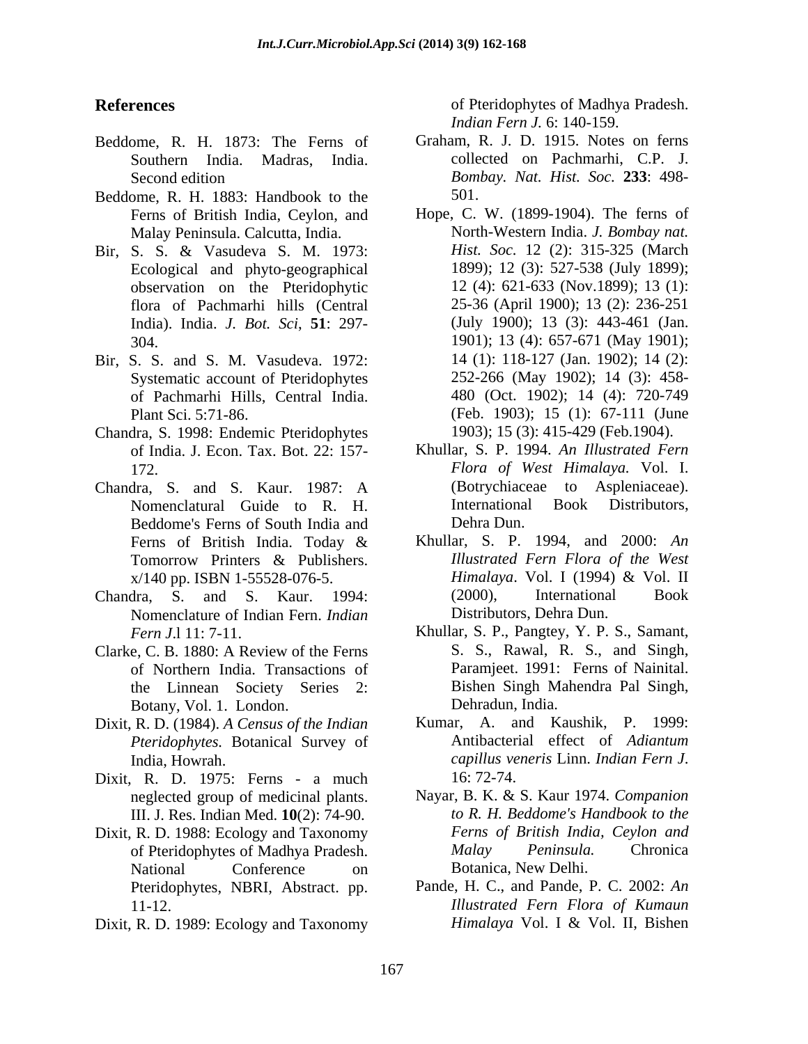## References

Beddome, R. H. 1873: The Ferns of Southern India. Madras, India. Second edition

Beddome, R. H. 1883: Handbook to the Ferns of British India, Ceylon, and Malay Peninsula. Calcutta, India.

Bir, S. S. & Vasudeva S. M. 1973: Ecological and phyto-geographical observation on the Pteridophytic flora of Pachmarhi hills (Central India). India. *J. Bot. Sci*, **51**: 297-304.

Bir, S. S. and S. M. Vasudeva. 1972: Systematic account of Pteridophytes of Pachmarhi Hills, Central India. Plant Sci. 5:71-86.

Chandra, S. 1998: Endemic Pteridophytes of India. J. Econ. Tax. Bot. 22: 157-172.

Chandra, S. and S. Kaur. 1987: A Nomenclatural Guide to R. H. Beddome's Ferns of South India and Ferns of British India. Today & Tomorrow Printers & Publishers. x/140 pp. ISBN 1-55528-076-5.

Chandra, S. and S. Kaur. 1994: Nomenclature of Indian Fern. *Indian Fern J*.l 11: 7-11.

Clarke, C. B. 1880: A Review of the Ferns of Northern India. Transactions of the Linnean Society Series 2: Botany, Vol. 1. London.

Dixit, R. D. (1984). *A Census of the Indian Pteridophytes.* Botanical Survey of India, Howrah.

Dixit, R. D. 1975: Ferns - a much neglected group of medicinal plants. III. J. Res. Indian Med. **10**(2): 74-90.

Dixit, R. D. 1988: Ecology and Taxonomy of Pteridophytes of Madhya Pradesh. National Conference on Pteridophytes, NBRI, Abstract. pp. 11-12.

Dixit, R. D. 1989: Ecology and Taxonomy of Pteridophytes of Madhya Pradesh. *Indian Fern J.* 6: 140-159.

Graham, R. J. D. 1915. Notes on ferns collected on Pachmarhi, C.P. J. *Bombay. Nat. Hist. Soc.* **233**: 498-501.

Hope, C. W. (1899-1904). The ferns of North-Western India. *J. Bombay nat. Hist. Soc.* 12 (2): 315-325 (March 1899); 12 (3): 527-538 (July 1899); 12 (4): 621-633 (Nov.1899); 13 (1): 25-36 (April 1900); 13 (2): 236-251 (July 1900); 13 (3): 443-461 (Jan. 1901); 13 (4): 657-671 (May 1901); 14 (1): 118-127 (Jan. 1902); 14 (2): 252-266 (May 1902); 14 (3): 458-480 (Oct. 1902); 14 (4): 720-749 (Feb. 1903); 15 (1): 67-111 (June 1903); 15 (3): 415-429 (Feb.1904).

Khullar, S. P. 1994. *An Illustrated Fern Flora of West Himalaya.* Vol. I. (Botrychiaceae to Aspleniaceae). International Book Distributors, Dehra Dun.

Khullar, S. P. 1994, and 2000: *An Illustrated Fern Flora of the West Himalaya*. Vol. I (1994) & Vol. II (2000), International Book Distributors, Dehra Dun.

Khullar, S. P., Pangtey, Y. P. S., Samant, S. S., Rawal, R. S., and Singh, Paramjeet. 1991: Ferns of Nainital. Bishen Singh Mahendra Pal Singh, Dehradun, India.

Kumar, A. and Kaushik, P. 1999: Antibacterial effect of *Adiantum capillus veneris* Linn. *Indian Fern J*. 16: 72-74.

Nayar, B. K. & S. Kaur 1974. *Companion to R. H. Beddome's Handbook to the Ferns of British India, Ceylon and Malay Peninsula.* Chronica Botanica, New Delhi.

Pande, H. C., and Pande, P. C. 2002: *An Illustrated Fern Flora of Kumaun Himalaya* Vol. I & Vol. II, Bishen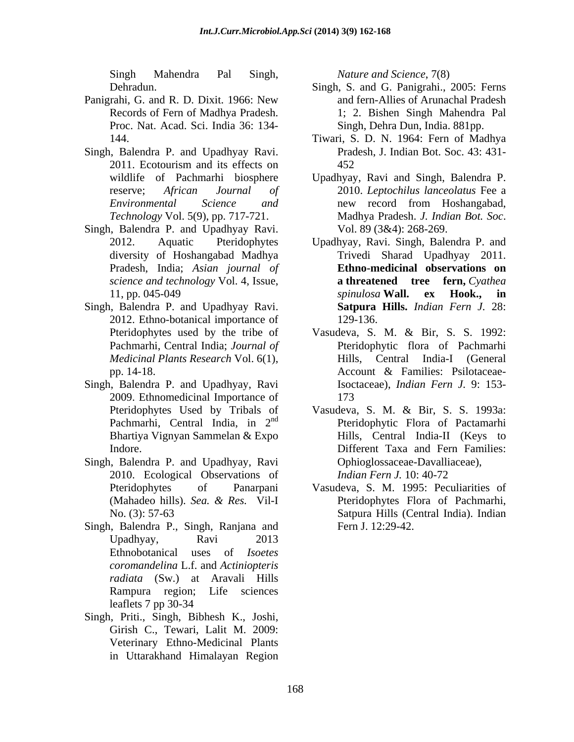Singh Mahendra Pal Singh, Dehradun.

Panigrahi, G. and R. D. Dixit. 1966: New Records of Fern of Madhya Pradesh. Proc. Nat. Acad. Sci. India 36: 134-144.

Singh, Balendra P. and Upadhyay Ravi. 2011. Ecotourism and its effects on wildlife of Pachmarhi biosphere reserve; *African Journal of Environmental Science and Technology* Vol. 5(9), pp. 717-721.

Singh, Balendra P. and Upadhyay Ravi. 2012. Aquatic Pteridophytes diversity of Hoshangabad Madhya Pradesh, India; *Asian journal of science and technology* Vol. 4, Issue, 11, pp. 045-049

Singh, Balendra P. and Upadhyay Ravi. 2012. Ethno-botanical importance of Pteridophytes used by the tribe of Pachmarhi, Central India; *Journal of Medicinal Plants Research* Vol. 6(1), pp. 14-18.

Singh, Balendra P. and Upadhyay, Ravi 2009. Ethnomedicinal Importance of Pteridophytes Used by Tribals of Pachmarhi, Central India, in 2nd Bhartiya Vignyan Sammelan & Expo Indore.

Singh, Balendra P. and Upadhyay, Ravi 2010. Ecological Observations of Pteridophytes of Panarpani (Mahadeo hills). *Sea. & Res.* Vil-I No. (3): 57-63

Singh, Balendra P., Singh, Ranjana and Upadhyay, Ravi 2013 Ethnobotanical uses of *Isoetes coromandelina* L.f. and *Actiniopteris radiata* (Sw.) at Aravali Hills Rampura region; Life sciences leaflets 7 pp 30-34

Singh, Priti., Singh, Bibhesh K., Joshi, Girish C., Tewari, Lalit M. 2009: Veterinary Ethno-Medicinal Plants in Uttarakhand Himalayan Region *Nature and Science*, 7(8)

Singh, S. and G. Panigrahi., 2005: Ferns and fern-Allies of Arunachal Pradesh 1; 2. Bishen Singh Mahendra Pal Singh, Dehra Dun, India. 881pp.

Tiwari, S. D. N. 1964: Fern of Madhya Pradesh, J. Indian Bot. Soc. 43: 431-452

Upadhyay, Ravi and Singh, Balendra P. 2010. *Leptochilus lanceolatus* Fee a new record from Hoshangabad, Madhya Pradesh. *J. Indian Bot. Soc*. Vol. 89 (3&4): 268-269.

Upadhyay, Ravi. Singh, Balendra P. and Trivedi Sharad Upadhyay 2011. **Ethno-medicinal observations on a threatened tree fern,** *Cyathea spinulosa* **Wall. ex Hook., in Satpura Hills.** *Indian Fern J.* 28: 129-136.

Vasudeva, S. M. & Bir, S. S. 1992: Pteridophytic flora of Pachmarhi Hills, Central India-I (General Account & Families: Psilotaceae-Isoctaceae), *Indian Fern J.* 9: 153-173

Vasudeva, S. M. & Bir, S. S. 1993a: Pteridophytic Flora of Pactamarhi Hills, Central India-II (Keys to Different Taxa and Fern Families: Ophioglossaceae-Davalliaceae), *Indian Fern J.* 10: 40-72

Vasudeva, S. M. 1995: Peculiarities of Pteridophytes Flora of Pachmarhi, Satpura Hills (Central India). Indian Fern J. 12:29-42.